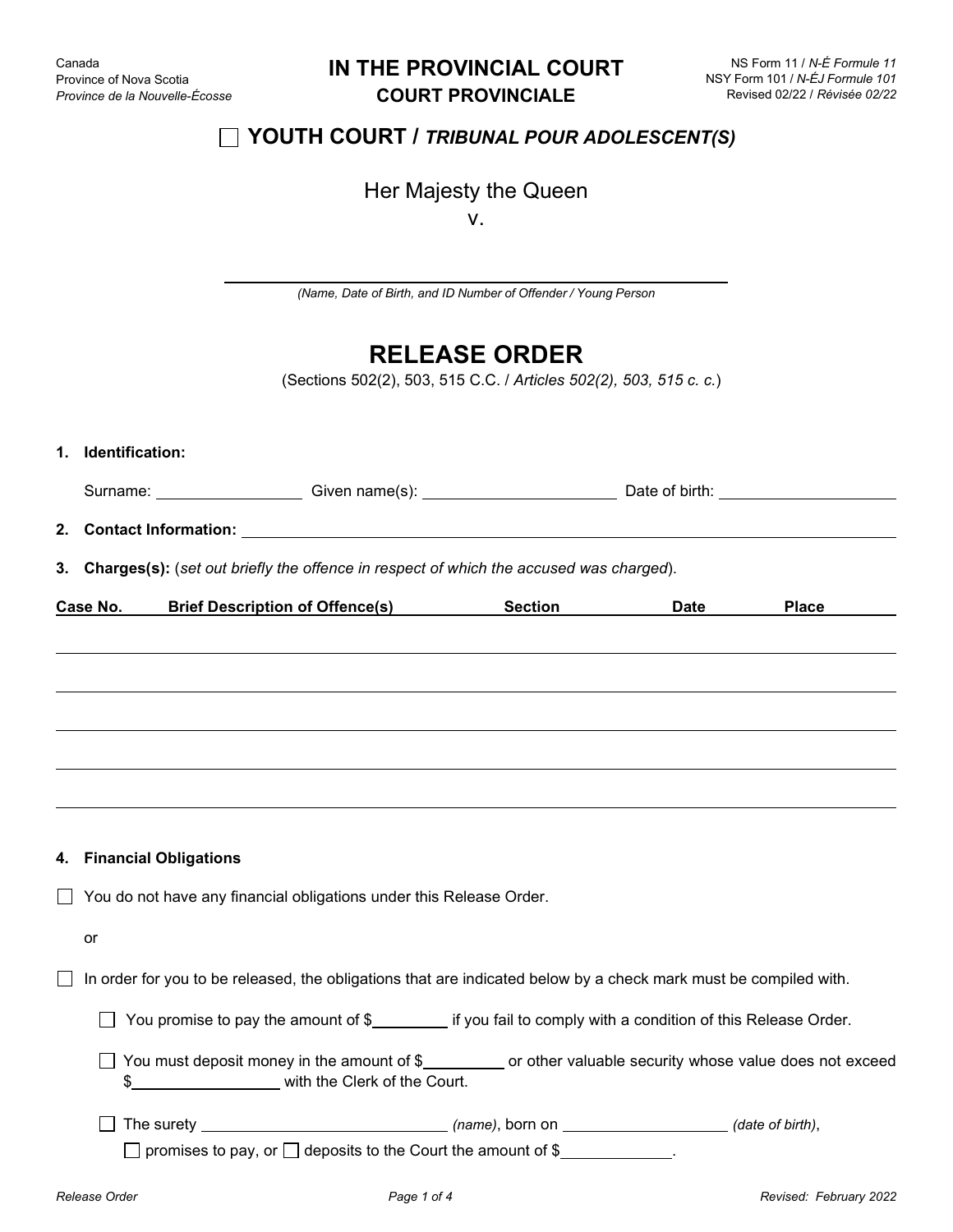Canada
Province of Nova Scotia
*Province de la Nouvelle-Écosse*

NS Form 11 / *N-É Formule 11*
NSY Form 101 / *N-ÉJ Formule 101*
Revised 02/22 / *Révisée 02/22*

# IN THE PROVINCIAL COURT
## COURT PROVINCIALE

☐ **YOUTH COURT /** ***TRIBUNAL POUR ADOLESCENT(S)***

Her Majesty the Queen
v.

______________________________________________
*(Name, Date of Birth, and ID Number of Offender / Young Person*

# RELEASE ORDER

(Sections 502(2), 503, 515 C.C. / *Articles 502(2), 503, 515 c. c.*)

**1. Identification:**

Surname: ______________ Given name(s): __________________ Date of birth: ________________

**2. Contact Information:** ______________________________________________

**3. Charges(s):** (*set out briefly the offence in respect of which the accused was charged*).

| Case No. | Brief Description of Offence(s) | Section | Date | Place |
|---|---|---|---|---|
| | | | | |
| | | | | |
| | | | | |
| | | | | |
| | | | | |

**4. Financial Obligations**

☐ You do not have any financial obligations under this Release Order.

or

☐ In order for you to be released, the obligations that are indicated below by a check mark must be compiled with.

- ☐ You promise to pay the amount of $_________ if you fail to comply with a condition of this Release Order.
- ☐ You must deposit money in the amount of $_________ or other valuable security whose value does not exceed $________________ with the Clerk of the Court.
- ☐ The surety ________________________ *(name)*, born on ________________ *(date of birth)*, ☐ promises to pay, or ☐ deposits to the Court the amount of $____________.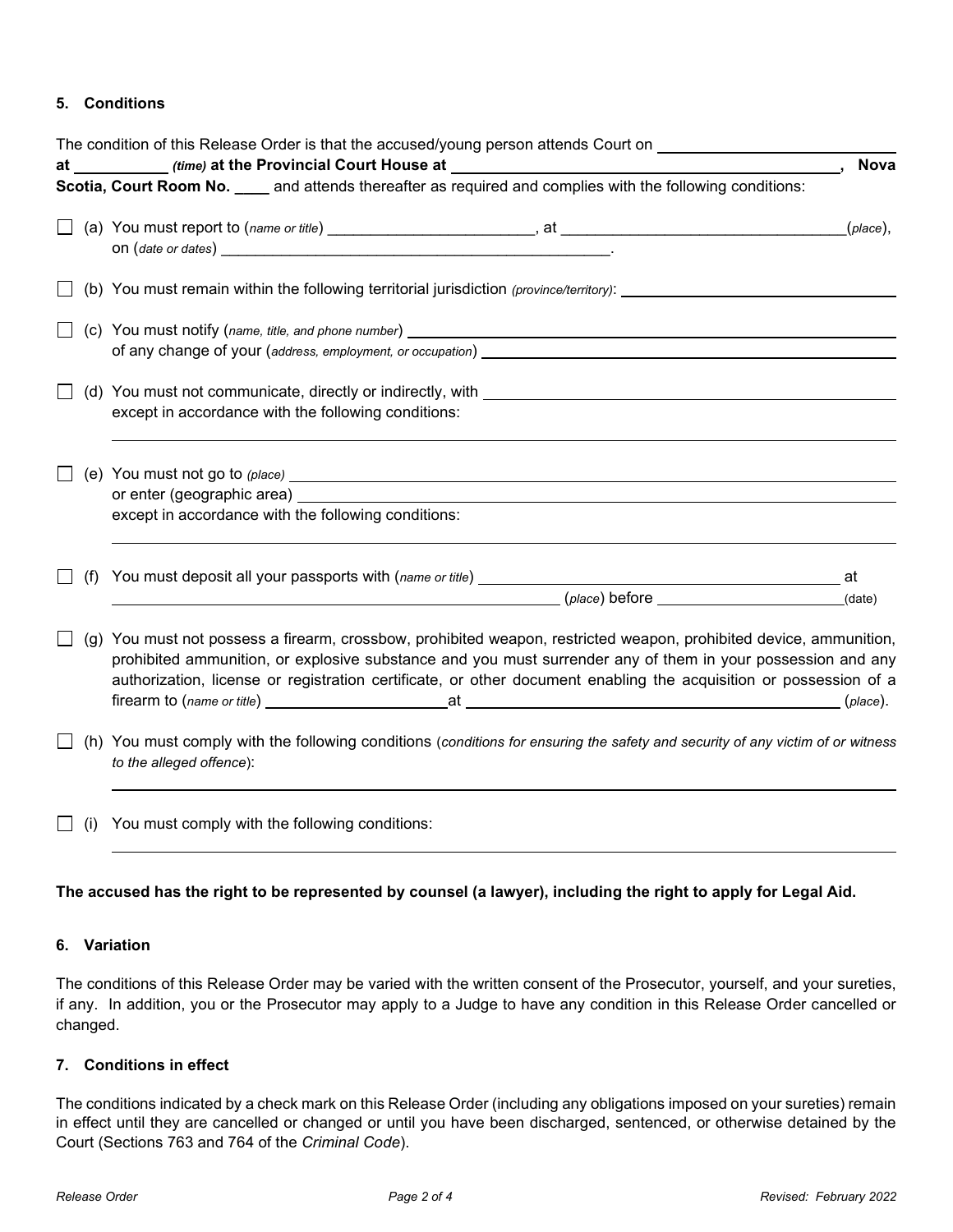## 5. Conditions

The condition of this Release Order is that the accused/young person attends Court on ______________________ **at** __________ *(time)* **at the Provincial Court House at** ______________________________, **Nova Scotia, Court Room No.** ____ and attends thereafter as required and complies with the following conditions:

☐ (a) You must report to (*name or title*) ________________________, at __________________________________(*place*), on (*date or dates*) ______________________________________________.

☐ (b) You must remain within the following territorial jurisdiction *(province/territory)*: ______________________

☐ (c) You must notify (*name, title, and phone number*) ______________________________________________ of any change of your (*address, employment, or occupation*) ______________________________________________

☐ (d) You must not communicate, directly or indirectly, with ______________________________________________ except in accordance with the following conditions:

______________________________________________

☐ (e) You must not go to *(place)* ______________________________________________ or enter (geographic area) ______________________________________________ except in accordance with the following conditions:

______________________________________________

☐ (f) You must deposit all your passports with (*name or title*) ______________________________ at ______________________________ (*place*) before ______________________(date)

☐ (g) You must not possess a firearm, crossbow, prohibited weapon, restricted weapon, prohibited device, ammunition, prohibited ammunition, or explosive substance and you must surrender any of them in your possession and any authorization, license or registration certificate, or other document enabling the acquisition or possession of a firearm to (*name or title*) ______________________at ______________________________ (*place*).

☐ (h) You must comply with the following conditions (*conditions for ensuring the safety and security of any victim of or witness to the alleged offence*):

______________________________________________

☐ (i) You must comply with the following conditions:

______________________________________________

**The accused has the right to be represented by counsel (a lawyer), including the right to apply for Legal Aid.**

## 6. Variation

The conditions of this Release Order may be varied with the written consent of the Prosecutor, yourself, and your sureties, if any. In addition, you or the Prosecutor may apply to a Judge to have any condition in this Release Order cancelled or changed.

## 7. Conditions in effect

The conditions indicated by a check mark on this Release Order (including any obligations imposed on your sureties) remain in effect until they are cancelled or changed or until you have been discharged, sentenced, or otherwise detained by the Court (Sections 763 and 764 of the *Criminal Code*).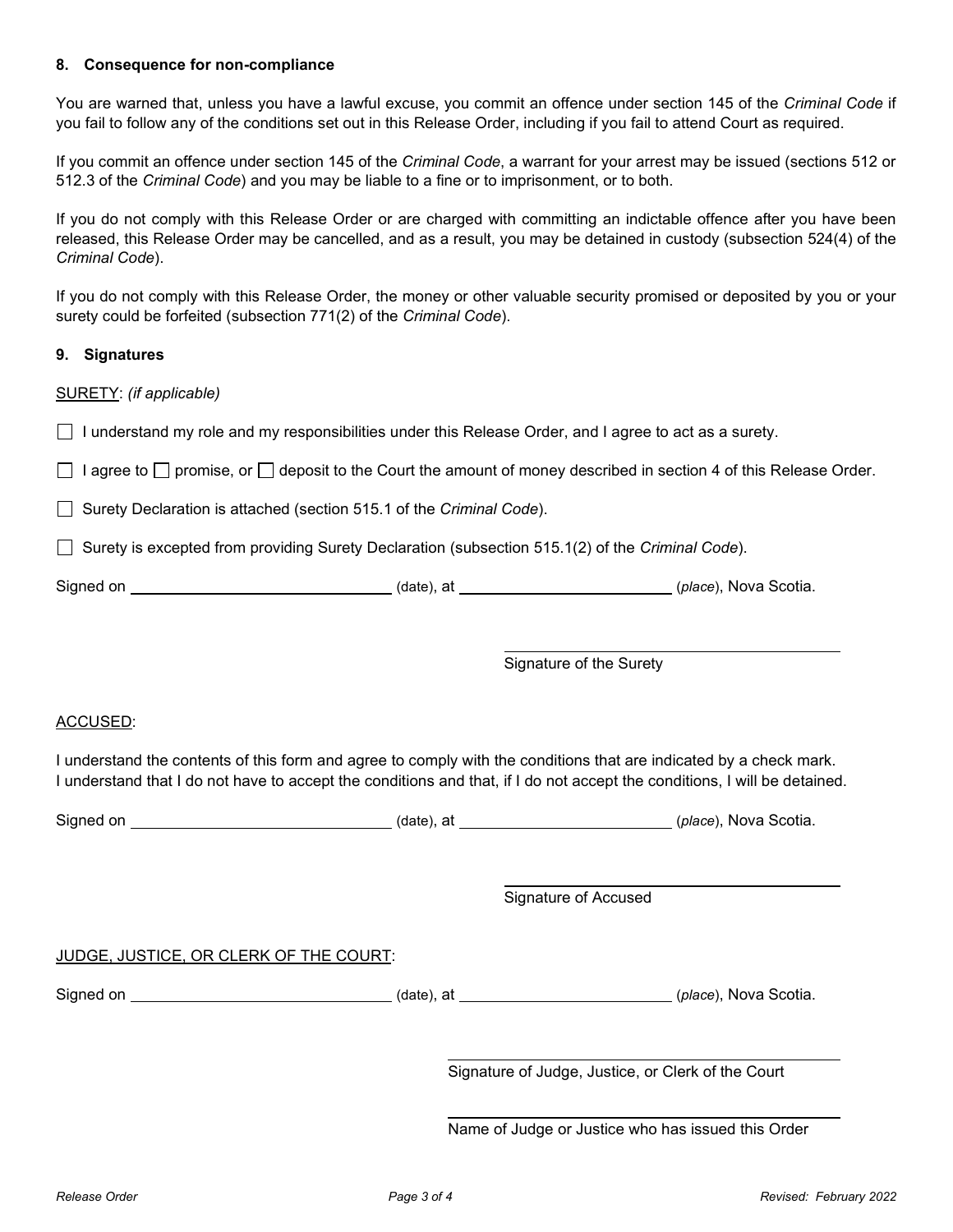### 8. Consequence for non-compliance

You are warned that, unless you have a lawful excuse, you commit an offence under section 145 of the *Criminal Code* if you fail to follow any of the conditions set out in this Release Order, including if you fail to attend Court as required.

If you commit an offence under section 145 of the *Criminal Code*, a warrant for your arrest may be issued (sections 512 or 512.3 of the *Criminal Code*) and you may be liable to a fine or to imprisonment, or to both.

If you do not comply with this Release Order or are charged with committing an indictable offence after you have been released, this Release Order may be cancelled, and as a result, you may be detained in custody (subsection 524(4) of the *Criminal Code*).

If you do not comply with this Release Order, the money or other valuable security promised or deposited by you or your surety could be forfeited (subsection 771(2) of the *Criminal Code*).

### 9. Signatures

SURETY: *(if applicable)*

☐ I understand my role and my responsibilities under this Release Order, and I agree to act as a surety.

☐ I agree to ☐ promise, or ☐ deposit to the Court the amount of money described in section 4 of this Release Order.

☐ Surety Declaration is attached (section 515.1 of the *Criminal Code*).

☐ Surety is excepted from providing Surety Declaration (subsection 515.1(2) of the *Criminal Code*).

Signed on ______________________ (date), at ______________________ (*place*), Nova Scotia.

______________________
Signature of the Surety

ACCUSED:

I understand the contents of this form and agree to comply with the conditions that are indicated by a check mark.
I understand that I do not have to accept the conditions and that, if I do not accept the conditions, I will be detained.

Signed on ______________________ (date), at ______________________ (*place*), Nova Scotia.

______________________
Signature of Accused

JUDGE, JUSTICE, OR CLERK OF THE COURT:

Signed on ______________________ (date), at ______________________ (*place*), Nova Scotia.

______________________
Signature of Judge, Justice, or Clerk of the Court

______________________
Name of Judge or Justice who has issued this Order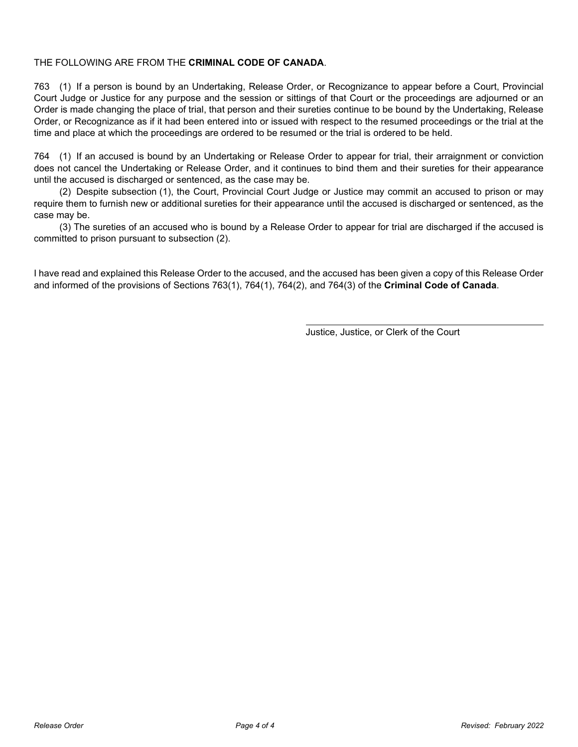THE FOLLOWING ARE FROM THE **CRIMINAL CODE OF CANADA**.

763 (1) If a person is bound by an Undertaking, Release Order, or Recognizance to appear before a Court, Provincial Court Judge or Justice for any purpose and the session or sittings of that Court or the proceedings are adjourned or an Order is made changing the place of trial, that person and their sureties continue to be bound by the Undertaking, Release Order, or Recognizance as if it had been entered into or issued with respect to the resumed proceedings or the trial at the time and place at which the proceedings are ordered to be resumed or the trial is ordered to be held.

764 (1) If an accused is bound by an Undertaking or Release Order to appear for trial, their arraignment or conviction does not cancel the Undertaking or Release Order, and it continues to bind them and their sureties for their appearance until the accused is discharged or sentenced, as the case may be.

(2) Despite subsection (1), the Court, Provincial Court Judge or Justice may commit an accused to prison or may require them to furnish new or additional sureties for their appearance until the accused is discharged or sentenced, as the case may be.

(3) The sureties of an accused who is bound by a Release Order to appear for trial are discharged if the accused is committed to prison pursuant to subsection (2).

I have read and explained this Release Order to the accused, and the accused has been given a copy of this Release Order and informed of the provisions of Sections 763(1), 764(1), 764(2), and 764(3) of the **Criminal Code of Canada**.

\_\_\_\_\_\_\_\_\_\_\_\_\_\_\_\_\_\_\_\_\_\_\_\_\_\_\_\_\_\_\_\_\_\_\_\_\_\_\_\_

Justice, Justice, or Clerk of the Court